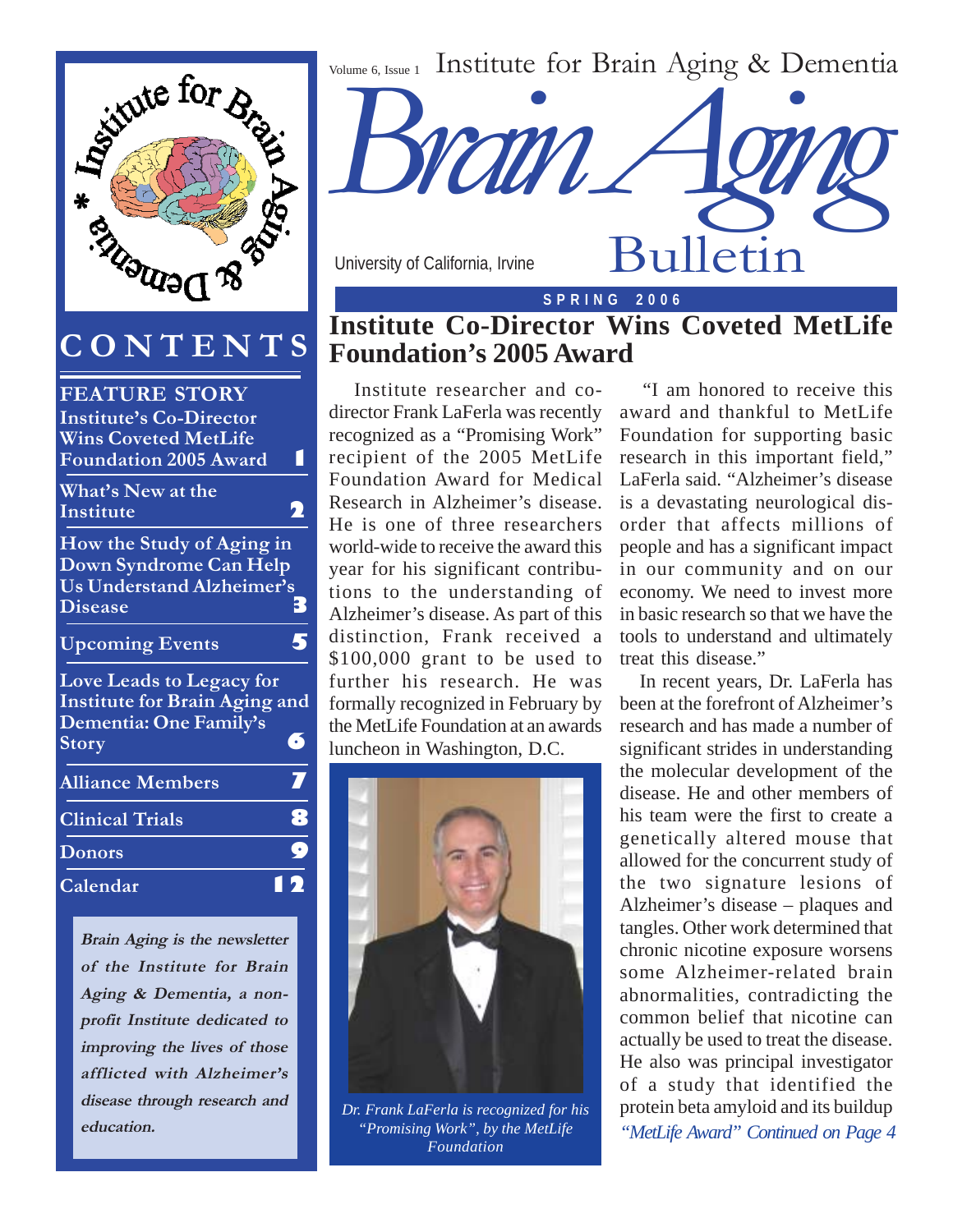Volume 6, Issue 1 Institute for Brain Aging & Dementia

# Brain Aging Bulletin

University of California, Irvine

**SPRING 2006**

## CONTENTS

| | |
|---|---|
| **FEATURE STORY** Institute's Co-Director Wins Coveted MetLife Foundation 2005 Award | 1 |
| What's New at the Institute | 2 |
| How the Study of Aging in Down Syndrome Can Help Us Understand Alzheimer's Disease | 3 |
| Upcoming Events | 5 |
| Love Leads to Legacy for Institute for Brain Aging and Dementia: One Family's Story | 6 |
| Alliance Members | 7 |
| Clinical Trials | 8 |
| Donors | 9 |
| Calendar | 12 |

***Brain Aging is the newsletter of the Institute for Brain Aging & Dementia, a non-profit Institute dedicated to improving the lives of those afflicted with Alzheimer's disease through research and education.***

# Institute Co-Director Wins Coveted MetLife Foundation's 2005 Award

Institute researcher and co-director Frank LaFerla was recently recognized as a "Promising Work" recipient of the 2005 MetLife Foundation Award for Medical Research in Alzheimer's disease. He is one of three researchers world-wide to receive the award this year for his significant contributions to the understanding of Alzheimer's disease. As part of this distinction, Frank received a $100,000 grant to be used to further his research. He was formally recognized in February by the MetLife Foundation at an awards luncheon in Washington, D.C.

*Dr. Frank LaFerla is recognized for his "Promising Work", by the MetLife Foundation*

"I am honored to receive this award and thankful to MetLife Foundation for supporting basic research in this important field," LaFerla said. "Alzheimer's disease is a devastating neurological disorder that affects millions of people and has a significant impact in our community and on our economy. We need to invest more in basic research so that we have the tools to understand and ultimately treat this disease."

In recent years, Dr. LaFerla has been at the forefront of Alzheimer's research and has made a number of significant strides in understanding the molecular development of the disease. He and other members of his team were the first to create a genetically altered mouse that allowed for the concurrent study of the two signature lesions of Alzheimer's disease – plaques and tangles. Other work determined that chronic nicotine exposure worsens some Alzheimer-related brain abnormalities, contradicting the common belief that nicotine can actually be used to treat the disease. He also was principal investigator of a study that identified the protein beta amyloid and its buildup

*"MetLife Award" Continued on Page 4*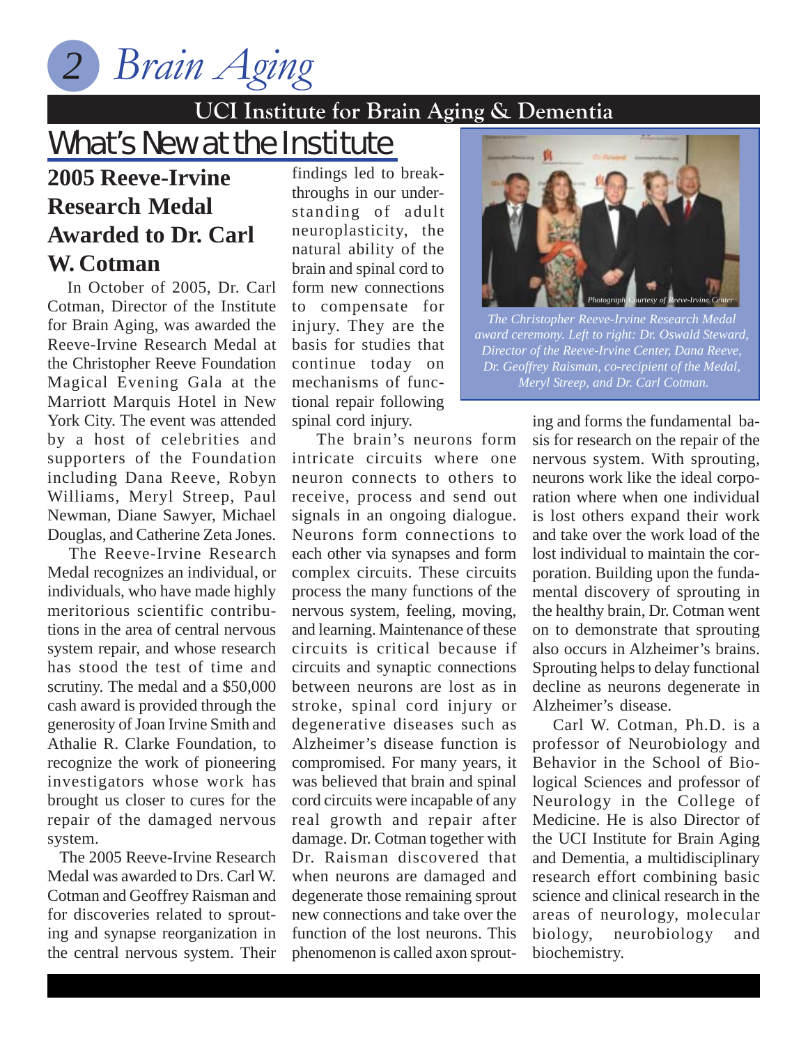## UCI Institute for Brain Aging & Dementia

# What's New at the Institute

## 2005 Reeve-Irvine Research Medal Awarded to Dr. Carl W. Cotman

In October of 2005, Dr. Carl Cotman, Director of the Institute for Brain Aging, was awarded the Reeve-Irvine Research Medal at the Christopher Reeve Foundation Magical Evening Gala at the Marriott Marquis Hotel in New York City. The event was attended by a host of celebrities and supporters of the Foundation including Dana Reeve, Robyn Williams, Meryl Streep, Paul Newman, Diane Sawyer, Michael Douglas, and Catherine Zeta Jones.

The Reeve-Irvine Research Medal recognizes an individual, or individuals, who have made highly meritorious scientific contributions in the area of central nervous system repair, and whose research has stood the test of time and scrutiny. The medal and a $50,000 cash award is provided through the generosity of Joan Irvine Smith and Athalie R. Clarke Foundation, to recognize the work of pioneering investigators whose work has brought us closer to cures for the repair of the damaged nervous system.

The 2005 Reeve-Irvine Research Medal was awarded to Drs. Carl W. Cotman and Geoffrey Raisman and for discoveries related to sprouting and synapse reorganization in the central nervous system. Their findings led to breakthroughs in our understanding of adult neuroplasticity, the natural ability of the brain and spinal cord to form new connections to compensate for injury. They are the basis for studies that continue today on mechanisms of functional repair following spinal cord injury.

Photograph Courtesy of Reeve-Irvine Center

*The Christopher Reeve-Irvine Research Medal award ceremony. Left to right: Dr. Oswald Steward, Director of the Reeve-Irvine Center, Dana Reeve, Dr. Geoffrey Raisman, co-recipient of the Medal, Meryl Streep, and Dr. Carl Cotman.*

The brain's neurons form intricate circuits where one neuron connects to others to receive, process and send out signals in an ongoing dialogue. Neurons form connections to each other via synapses and form complex circuits. These circuits process the many functions of the nervous system, feeling, moving, and learning. Maintenance of these circuits is critical because if circuits and synaptic connections between neurons are lost as in stroke, spinal cord injury or degenerative diseases such as Alzheimer's disease function is compromised. For many years, it was believed that brain and spinal cord circuits were incapable of any real growth and repair after damage. Dr. Cotman together with Dr. Raisman discovered that when neurons are damaged and degenerate those remaining sprout new connections and take over the function of the lost neurons. This phenomenon is called axon sprouting and forms the fundamental basis for research on the repair of the nervous system. With sprouting, neurons work like the ideal corporation where when one individual is lost others expand their work and take over the work load of the lost individual to maintain the corporation. Building upon the fundamental discovery of sprouting in the healthy brain, Dr. Cotman went on to demonstrate that sprouting also occurs in Alzheimer's brains. Sprouting helps to delay functional decline as neurons degenerate in Alzheimer's disease.

Carl W. Cotman, Ph.D. is a professor of Neurobiology and Behavior in the School of Biological Sciences and professor of Neurology in the College of Medicine. He is also Director of the UCI Institute for Brain Aging and Dementia, a multidisciplinary research effort combining basic science and clinical research in the areas of neurology, molecular biology, neurobiology and biochemistry.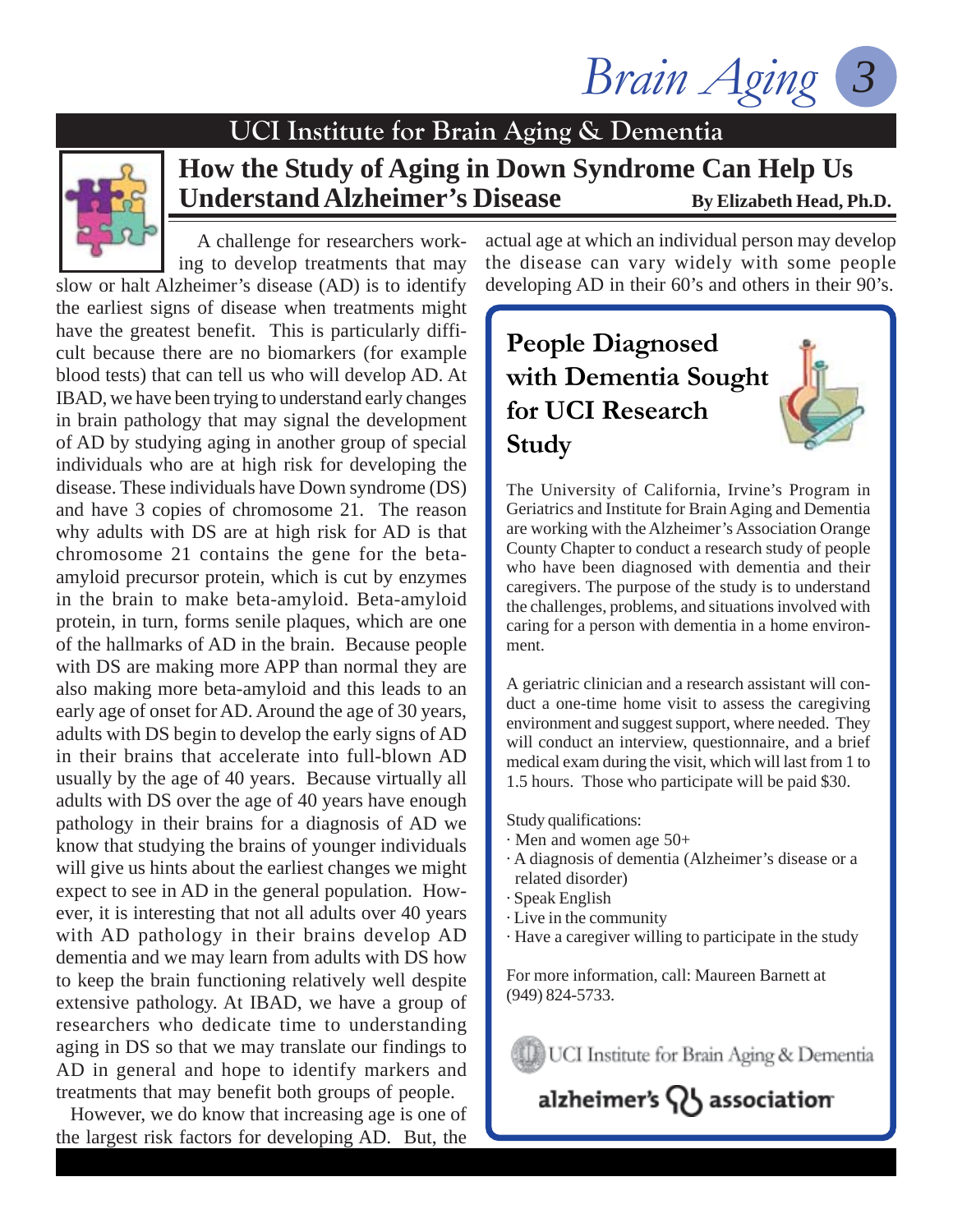## UCI Institute for Brain Aging & Dementia

# How the Study of Aging in Down Syndrome Can Help Us Understand Alzheimer's Disease

**By Elizabeth Head, Ph.D.**

A challenge for researchers working to develop treatments that may slow or halt Alzheimer's disease (AD) is to identify the earliest signs of disease when treatments might have the greatest benefit. This is particularly difficult because there are no biomarkers (for example blood tests) that can tell us who will develop AD. At IBAD, we have been trying to understand early changes in brain pathology that may signal the development of AD by studying aging in another group of special individuals who are at high risk for developing the disease. These individuals have Down syndrome (DS) and have 3 copies of chromosome 21. The reason why adults with DS are at high risk for AD is that chromosome 21 contains the gene for the beta-amyloid precursor protein, which is cut by enzymes in the brain to make beta-amyloid. Beta-amyloid protein, in turn, forms senile plaques, which are one of the hallmarks of AD in the brain. Because people with DS are making more APP than normal they are also making more beta-amyloid and this leads to an early age of onset for AD. Around the age of 30 years, adults with DS begin to develop the early signs of AD in their brains that accelerate into full-blown AD usually by the age of 40 years. Because virtually all adults with DS over the age of 40 years have enough pathology in their brains for a diagnosis of AD we know that studying the brains of younger individuals will give us hints about the earliest changes we might expect to see in AD in the general population. However, it is interesting that not all adults over 40 years with AD pathology in their brains develop AD dementia and we may learn from adults with DS how to keep the brain functioning relatively well despite extensive pathology. At IBAD, we have a group of researchers who dedicate time to understanding aging in DS so that we may translate our findings to AD in general and hope to identify markers and treatments that may benefit both groups of people.

However, we do know that increasing age is one of the largest risk factors for developing AD. But, the actual age at which an individual person may develop the disease can vary widely with some people developing AD in their 60's and others in their 90's.

## People Diagnosed with Dementia Sought for UCI Research Study

The University of California, Irvine's Program in Geriatrics and Institute for Brain Aging and Dementia are working with the Alzheimer's Association Orange County Chapter to conduct a research study of people who have been diagnosed with dementia and their caregivers. The purpose of the study is to understand the challenges, problems, and situations involved with caring for a person with dementia in a home environment.

A geriatric clinician and a research assistant will conduct a one-time home visit to assess the caregiving environment and suggest support, where needed. They will conduct an interview, questionnaire, and a brief medical exam during the visit, which will last from 1 to 1.5 hours. Those who participate will be paid $30.

Study qualifications:

- Men and women age 50+
- A diagnosis of dementia (Alzheimer's disease or a related disorder)
- Speak English
- Live in the community
- Have a caregiver willing to participate in the study

For more information, call: Maureen Barnett at (949) 824-5733.

UCI Institute for Brain Aging & Dementia

alzheimer's association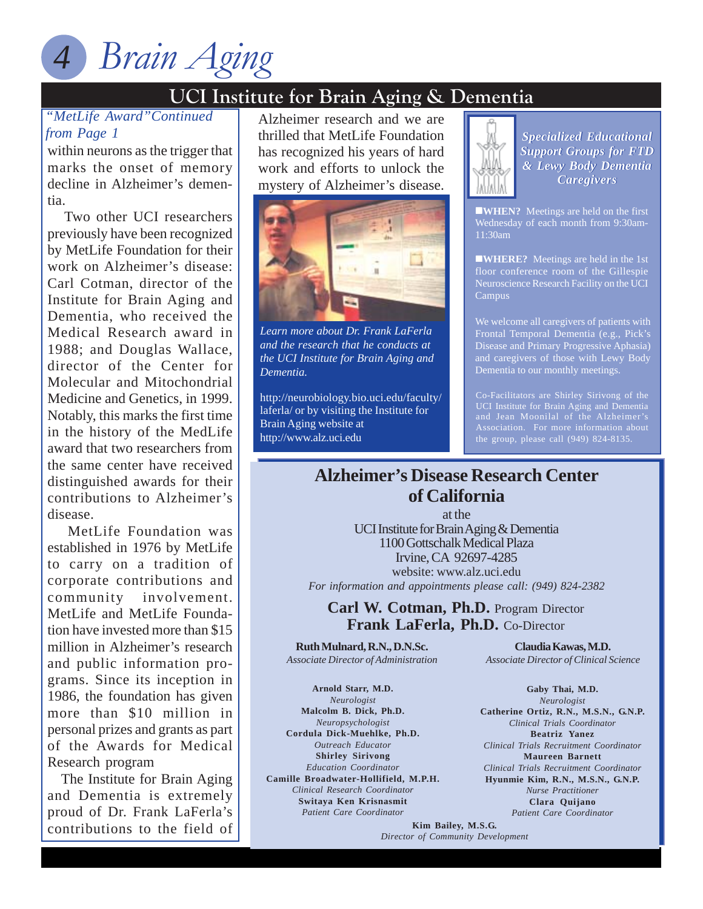# UCI Institute for Brain Aging & Dementia

*"MetLife Award" Continued from Page 1*

within neurons as the trigger that marks the onset of memory decline in Alzheimer's dementia.

Two other UCI researchers previously have been recognized by MetLife Foundation for their work on Alzheimer's disease: Carl Cotman, director of the Institute for Brain Aging and Dementia, who received the Medical Research award in 1988; and Douglas Wallace, director of the Center for Molecular and Mitochondrial Medicine and Genetics, in 1999. Notably, this marks the first time in the history of the MedLife award that two researchers from the same center have received distinguished awards for their contributions to Alzheimer's disease.

MetLife Foundation was established in 1976 by MetLife to carry on a tradition of corporate contributions and community involvement. MetLife and MetLife Foundation have invested more than $15 million in Alzheimer's research and public information programs. Since its inception in 1986, the foundation has given more than $10 million in personal prizes and grants as part of the Awards for Medical Research program

The Institute for Brain Aging and Dementia is extremely proud of Dr. Frank LaFerla's contributions to the field of Alzheimer research and we are thrilled that MetLife Foundation has recognized his years of hard work and efforts to unlock the mystery of Alzheimer's disease.

*Learn more about Dr. Frank LaFerla and the research that he conducts at the UCI Institute for Brain Aging and Dementia.*

http://neurobiology.bio.uci.edu/faculty/laferla/ or by visiting the Institute for Brain Aging website at http://www.alz.uci.edu

## *Specialized Educational Support Groups for FTD & Lewy Body Dementia Caregivers*

**WHEN?** Meetings are held on the first Wednesday of each month from 9:30am-11:30am

**WHERE?** Meetings are held in the 1st floor conference room of the Gillespie Neuroscience Research Facility on the UCI Campus

We welcome all caregivers of patients with Frontal Temporal Dementia (e.g., Pick's Disease and Primary Progressive Aphasia) and caregivers of those with Lewy Body Dementia to our monthly meetings.

Co-Facilitators are Shirley Sirivong of the UCI Institute for Brain Aging and Dementia and Jean Moonilal of the Alzheimer's Association. For more information about the group, please call (949) 824-8135.

## Alzheimer's Disease Research Center of California

at the
UCI Institute for Brain Aging & Dementia
1100 Gottschalk Medical Plaza
Irvine, CA 92697-4285
website: www.alz.uci.edu
*For information and appointments please call: (949) 824-2382*

**Carl W. Cotman, Ph.D.** Program Director
**Frank LaFerla, Ph.D.** Co-Director

**Ruth Mulnard, R.N., D.N.Sc.**
*Associate Director of Administration*

**Claudia Kawas, M.D.**
*Associate Director of Clinical Science*

**Arnold Starr, M.D.**
*Neurologist*
**Malcolm B. Dick, Ph.D.**
*Neuropsychologist*
**Cordula Dick-Muehlke, Ph.D.**
*Outreach Educator*
**Shirley Sirivong**
*Education Coordinator*
**Camille Broadwater-Hollifield, M.P.H.**
*Clinical Research Coordinator*
**Switaya Ken Krisnasmit**
*Patient Care Coordinator*

**Gaby Thai, M.D.**
*Neurologist*
**Catherine Ortiz, R.N., M.S.N., G.N.P.**
*Clinical Trials Coordinator*
**Beatriz Yanez**
*Clinical Trials Recruitment Coordinator*
**Maureen Barnett**
*Clinical Trials Recruitment Coordinator*
**Hyunmie Kim, R.N., M.S.N., G.N.P.**
*Nurse Practitioner*
**Clara Quijano**
*Patient Care Coordinator*

**Kim Bailey, M.S.G.**
*Director of Community Development*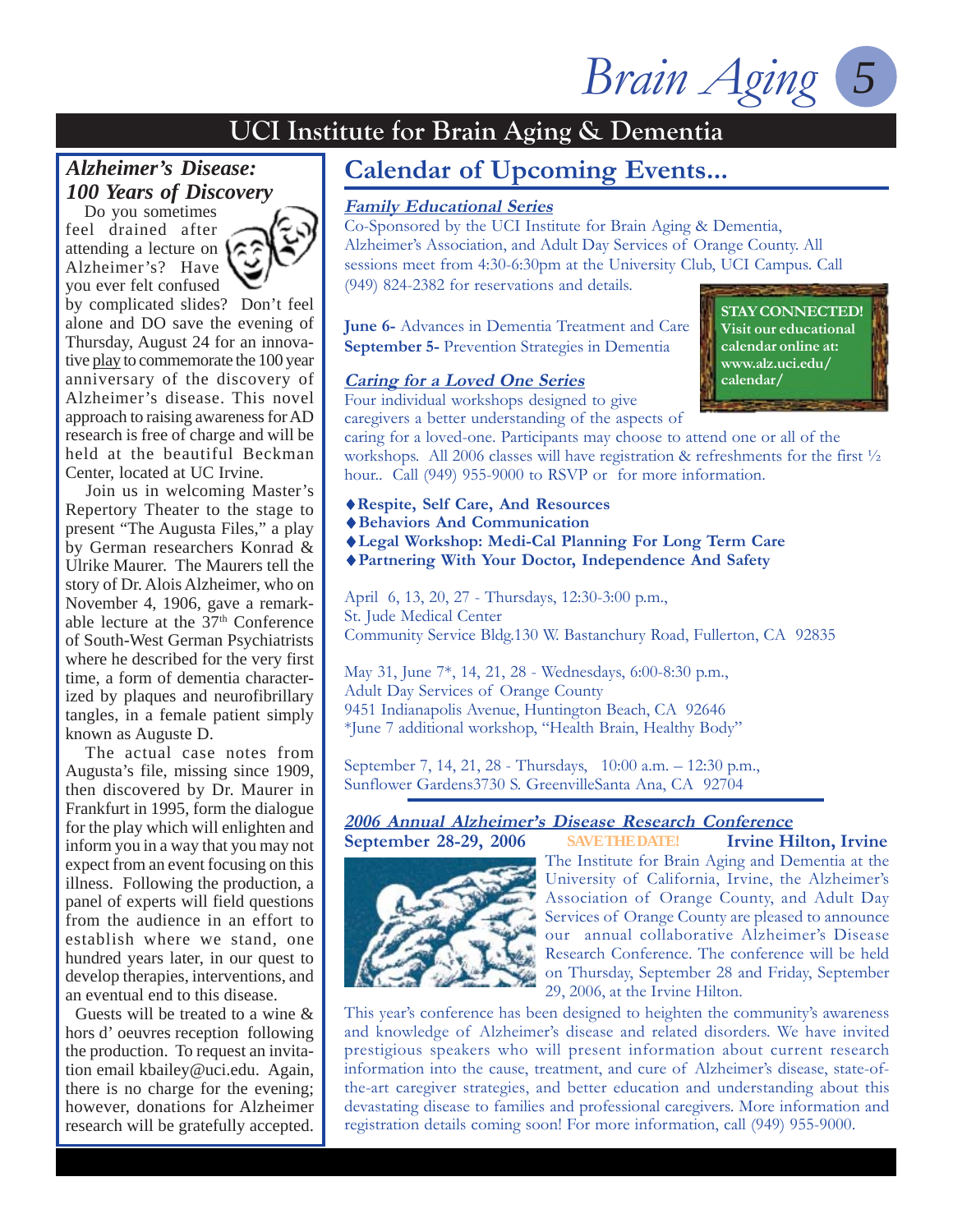# UCI Institute for Brain Aging & Dementia

## *Alzheimer's Disease: 100 Years of Discovery*

Do you sometimes feel drained after attending a lecture on Alzheimer's? Have you ever felt confused by complicated slides? Don't feel alone and DO save the evening of Thursday, August 24 for an innovative play to commemorate the 100 year anniversary of the discovery of Alzheimer's disease. This novel approach to raising awareness for AD research is free of charge and will be held at the beautiful Beckman Center, located at UC Irvine.

Join us in welcoming Master's Repertory Theater to the stage to present "The Augusta Files," a play by German researchers Konrad & Ulrike Maurer. The Maurers tell the story of Dr. Alois Alzheimer, who on November 4, 1906, gave a remarkable lecture at the 37th Conference of South-West German Psychiatrists where he described for the very first time, a form of dementia characterized by plaques and neurofibrillary tangles, in a female patient simply known as Auguste D.

The actual case notes from Augusta's file, missing since 1909, then discovered by Dr. Maurer in Frankfurt in 1995, form the dialogue for the play which will enlighten and inform you in a way that you may not expect from an event focusing on this illness. Following the production, a panel of experts will field questions from the audience in an effort to establish where we stand, one hundred years later, in our quest to develop therapies, interventions, and an eventual end to this disease.

Guests will be treated to a wine & hors d' oeuvres reception following the production. To request an invitation email kbailey@uci.edu. Again, there is no charge for the evening; however, donations for Alzheimer research will be gratefully accepted.

## Calendar of Upcoming Events...

### *Family Educational Series*

Co-Sponsored by the UCI Institute for Brain Aging & Dementia, Alzheimer's Association, and Adult Day Services of Orange County. All sessions meet from 4:30-6:30pm at the University Club, UCI Campus. Call (949) 824-2382 for reservations and details.

**June 6-** Advances in Dementia Treatment and Care
**September 5-** Prevention Strategies in Dementia

**STAY CONNECTED! Visit our educational calendar online at: www.alz.uci.edu/calendar/**

### *Caring for a Loved One Series*

Four individual workshops designed to give caregivers a better understanding of the aspects of caring for a loved-one. Participants may choose to attend one or all of the workshops. All 2006 classes will have registration & refreshments for the first ½ hour.. Call (949) 955-9000 to RSVP or for more information.

- **Respite, Self Care, And Resources**
- **Behaviors And Communication**
- **Legal Workshop: Medi-Cal Planning For Long Term Care**
- **Partnering With Your Doctor, Independence And Safety**

April 6, 13, 20, 27 - Thursdays, 12:30-3:00 p.m.,
St. Jude Medical Center
Community Service Bldg.130 W. Bastanchury Road, Fullerton, CA 92835

May 31, June 7*, 14, 21, 28 - Wednesdays, 6:00-8:30 p.m.,
Adult Day Services of Orange County
9451 Indianapolis Avenue, Huntington Beach, CA 92646
*June 7 additional workshop, "Health Brain, Healthy Body"

September 7, 14, 21, 28 - Thursdays, 10:00 a.m. – 12:30 p.m.,
Sunflower Gardens3730 S. GreenvilleSanta Ana, CA 92704

### *2006 Annual Alzheimer's Disease Research Conference*

**September 28-29, 2006** SAVE THE DATE! **Irvine Hilton, Irvine**

The Institute for Brain Aging and Dementia at the University of California, Irvine, the Alzheimer's Association of Orange County, and Adult Day Services of Orange County are pleased to announce our annual collaborative Alzheimer's Disease Research Conference. The conference will be held on Thursday, September 28 and Friday, September 29, 2006, at the Irvine Hilton.

This year's conference has been designed to heighten the community's awareness and knowledge of Alzheimer's disease and related disorders. We have invited prestigious speakers who will present information about current research information into the cause, treatment, and cure of Alzheimer's disease, state-of-the-art caregiver strategies, and better education and understanding about this devastating disease to families and professional caregivers. More information and registration details coming soon! For more information, call (949) 955-9000.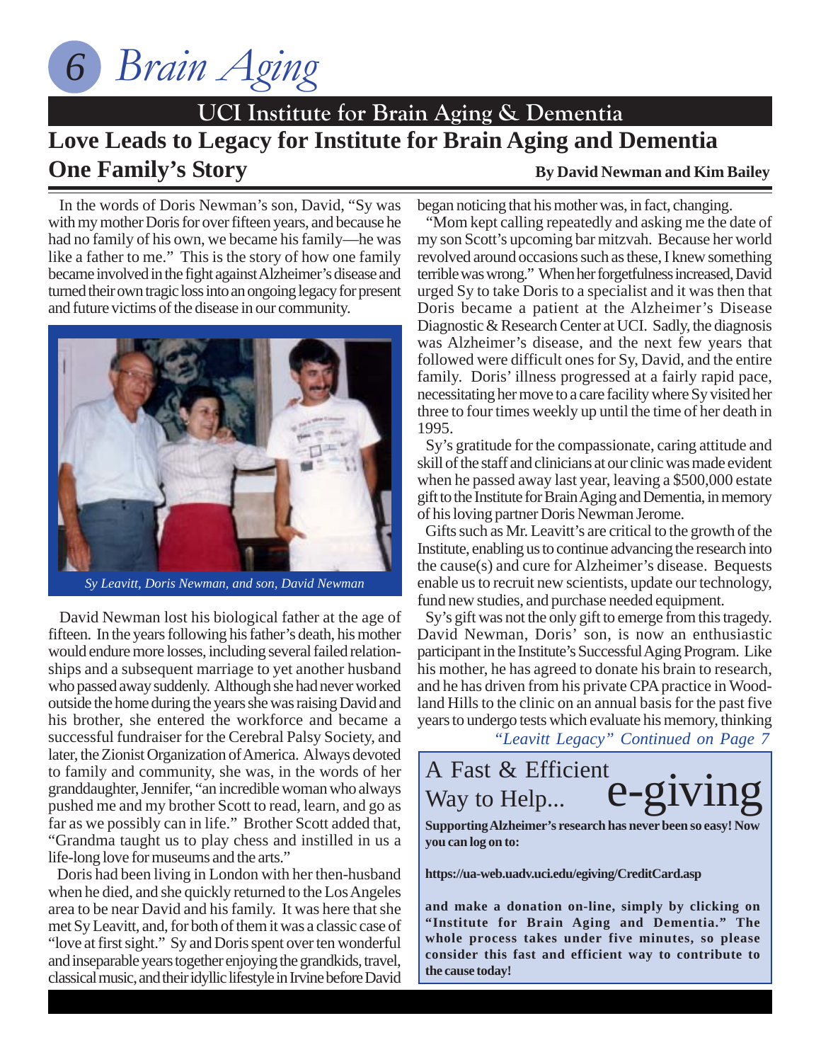## UCI Institute for Brain Aging & Dementia

# Love Leads to Legacy for Institute for Brain Aging and Dementia

## One Family's Story

**By David Newman and Kim Bailey**

In the words of Doris Newman's son, David, "Sy was with my mother Doris for over fifteen years, and because he had no family of his own, we became his family—he was like a father to me." This is the story of how one family became involved in the fight against Alzheimer's disease and turned their own tragic loss into an ongoing legacy for present and future victims of the disease in our community.

*Sy Leavitt, Doris Newman, and son, David Newman*

David Newman lost his biological father at the age of fifteen. In the years following his father's death, his mother would endure more losses, including several failed relationships and a subsequent marriage to yet another husband who passed away suddenly. Although she had never worked outside the home during the years she was raising David and his brother, she entered the workforce and became a successful fundraiser for the Cerebral Palsy Society, and later, the Zionist Organization of America. Always devoted to family and community, she was, in the words of her granddaughter, Jennifer, "an incredible woman who always pushed me and my brother Scott to read, learn, and go as far as we possibly can in life." Brother Scott added that, "Grandma taught us to play chess and instilled in us a life-long love for museums and the arts."

Doris had been living in London with her then-husband when he died, and she quickly returned to the Los Angeles area to be near David and his family. It was here that she met Sy Leavitt, and, for both of them it was a classic case of "love at first sight." Sy and Doris spent over ten wonderful and inseparable years together enjoying the grandkids, travel, classical music, and their idyllic lifestyle in Irvine before David began noticing that his mother was, in fact, changing.

"Mom kept calling repeatedly and asking me the date of my son Scott's upcoming bar mitzvah. Because her world revolved around occasions such as these, I knew something terrible was wrong." When her forgetfulness increased, David urged Sy to take Doris to a specialist and it was then that Doris became a patient at the Alzheimer's Disease Diagnostic & Research Center at UCI. Sadly, the diagnosis was Alzheimer's disease, and the next few years that followed were difficult ones for Sy, David, and the entire family. Doris' illness progressed at a fairly rapid pace, necessitating her move to a care facility where Sy visited her three to four times weekly up until the time of her death in 1995.

Sy's gratitude for the compassionate, caring attitude and skill of the staff and clinicians at our clinic was made evident when he passed away last year, leaving a $500,000 estate gift to the Institute for Brain Aging and Dementia, in memory of his loving partner Doris Newman Jerome.

Gifts such as Mr. Leavitt's are critical to the growth of the Institute, enabling us to continue advancing the research into the cause(s) and cure for Alzheimer's disease. Bequests enable us to recruit new scientists, update our technology, fund new studies, and purchase needed equipment.

Sy's gift was not the only gift to emerge from this tragedy. David Newman, Doris' son, is now an enthusiastic participant in the Institute's Successful Aging Program. Like his mother, he has agreed to donate his brain to research, and he has driven from his private CPA practice in Woodland Hills to the clinic on an annual basis for the past five years to undergo tests which evaluate his memory, thinking

*"Leavitt Legacy" Continued on Page 7*

---

### A Fast & Efficient Way to Help... e-giving

**Supporting Alzheimer's research has never been so easy! Now you can log on to:**

**https://ua-web.uadv.uci.edu/egiving/CreditCard.asp**

**and make a donation on-line, simply by clicking on "Institute for Brain Aging and Dementia." The whole process takes under five minutes, so please consider this fast and efficient way to contribute to the cause today!**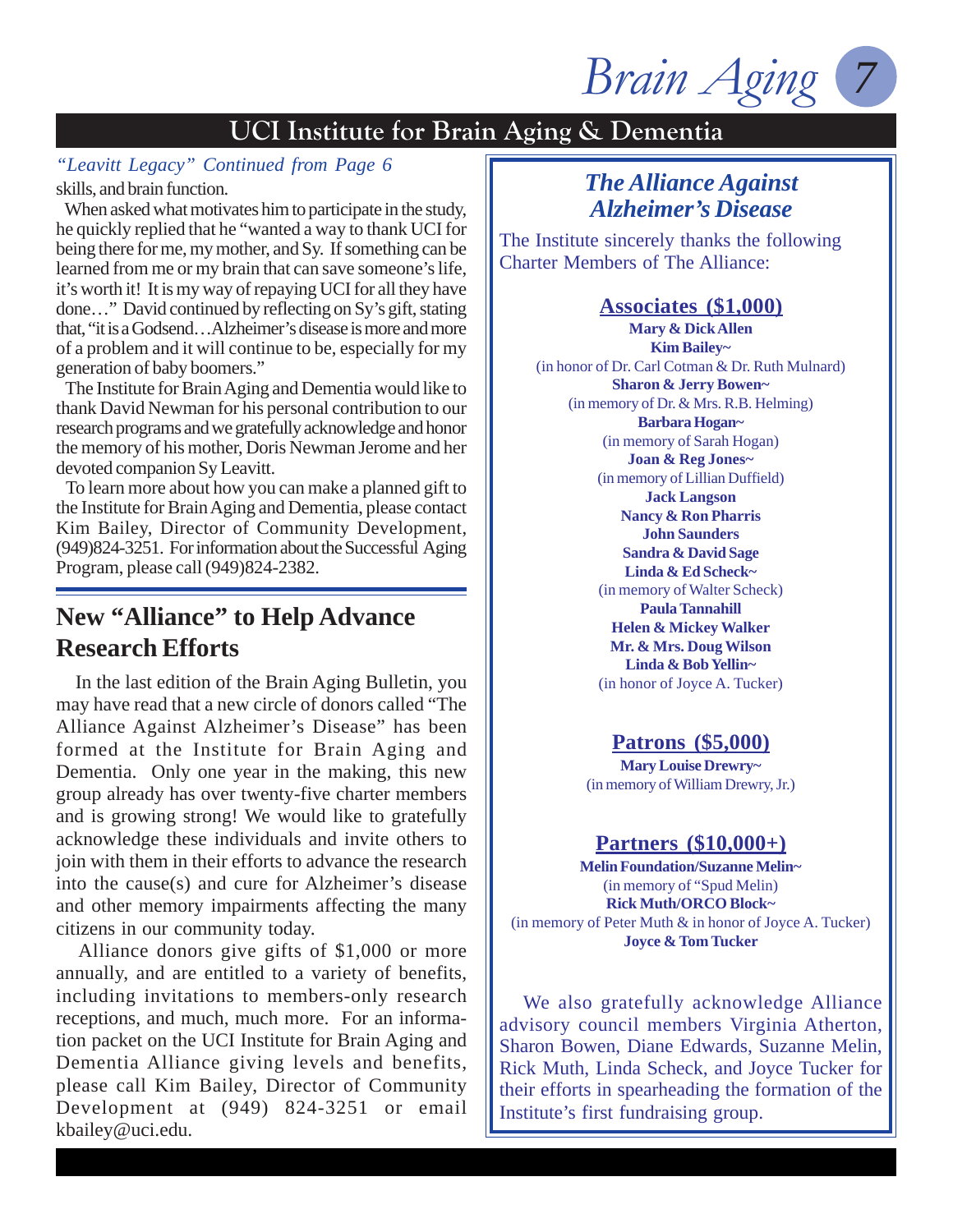## UCI Institute for Brain Aging & Dementia

*"Leavitt Legacy" Continued from Page 6*

skills, and brain function.

When asked what motivates him to participate in the study, he quickly replied that he "wanted a way to thank UCI for being there for me, my mother, and Sy. If something can be learned from me or my brain that can save someone's life, it's worth it! It is my way of repaying UCI for all they have done…" David continued by reflecting on Sy's gift, stating that, "it is a Godsend…Alzheimer's disease is more and more of a problem and it will continue to be, especially for my generation of baby boomers."

The Institute for Brain Aging and Dementia would like to thank David Newman for his personal contribution to our research programs and we gratefully acknowledge and honor the memory of his mother, Doris Newman Jerome and her devoted companion Sy Leavitt.

To learn more about how you can make a planned gift to the Institute for Brain Aging and Dementia, please contact Kim Bailey, Director of Community Development, (949)824-3251. For information about the Successful Aging Program, please call (949)824-2382.

## New "Alliance" to Help Advance Research Efforts

In the last edition of the Brain Aging Bulletin, you may have read that a new circle of donors called "The Alliance Against Alzheimer's Disease" has been formed at the Institute for Brain Aging and Dementia. Only one year in the making, this new group already has over twenty-five charter members and is growing strong! We would like to gratefully acknowledge these individuals and invite others to join with them in their efforts to advance the research into the cause(s) and cure for Alzheimer's disease and other memory impairments affecting the many citizens in our community today.

Alliance donors give gifts of $1,000 or more annually, and are entitled to a variety of benefits, including invitations to members-only research receptions, and much, much more. For an information packet on the UCI Institute for Brain Aging and Dementia Alliance giving levels and benefits, please call Kim Bailey, Director of Community Development at (949) 824-3251 or email kbailey@uci.edu.

### *The Alliance Against Alzheimer's Disease*

The Institute sincerely thanks the following Charter Members of The Alliance:

#### Associates ($1,000)

**Mary & Dick Allen**
**Kim Bailey~**
(in honor of Dr. Carl Cotman & Dr. Ruth Mulnard)
**Sharon & Jerry Bowen~**
(in memory of Dr. & Mrs. R.B. Helming)
**Barbara Hogan~**
(in memory of Sarah Hogan)
**Joan & Reg Jones~**
(in memory of Lillian Duffield)
**Jack Langson**
**Nancy & Ron Pharris**
**John Saunders**
**Sandra & David Sage**
**Linda & Ed Scheck~**
(in memory of Walter Scheck)
**Paula Tannahill**
**Helen & Mickey Walker**
**Mr. & Mrs. Doug Wilson**
**Linda & Bob Yellin~**
(in honor of Joyce A. Tucker)

#### Patrons ($5,000)

**Mary Louise Drewry~**
(in memory of William Drewry, Jr.)

#### Partners ($10,000+)

**Melin Foundation/Suzanne Melin~**
(in memory of "Spud Melin)
**Rick Muth/ORCO Block~**
(in memory of Peter Muth & in honor of Joyce A. Tucker)
**Joyce & Tom Tucker**

We also gratefully acknowledge Alliance advisory council members Virginia Atherton, Sharon Bowen, Diane Edwards, Suzanne Melin, Rick Muth, Linda Scheck, and Joyce Tucker for their efforts in spearheading the formation of the Institute's first fundraising group.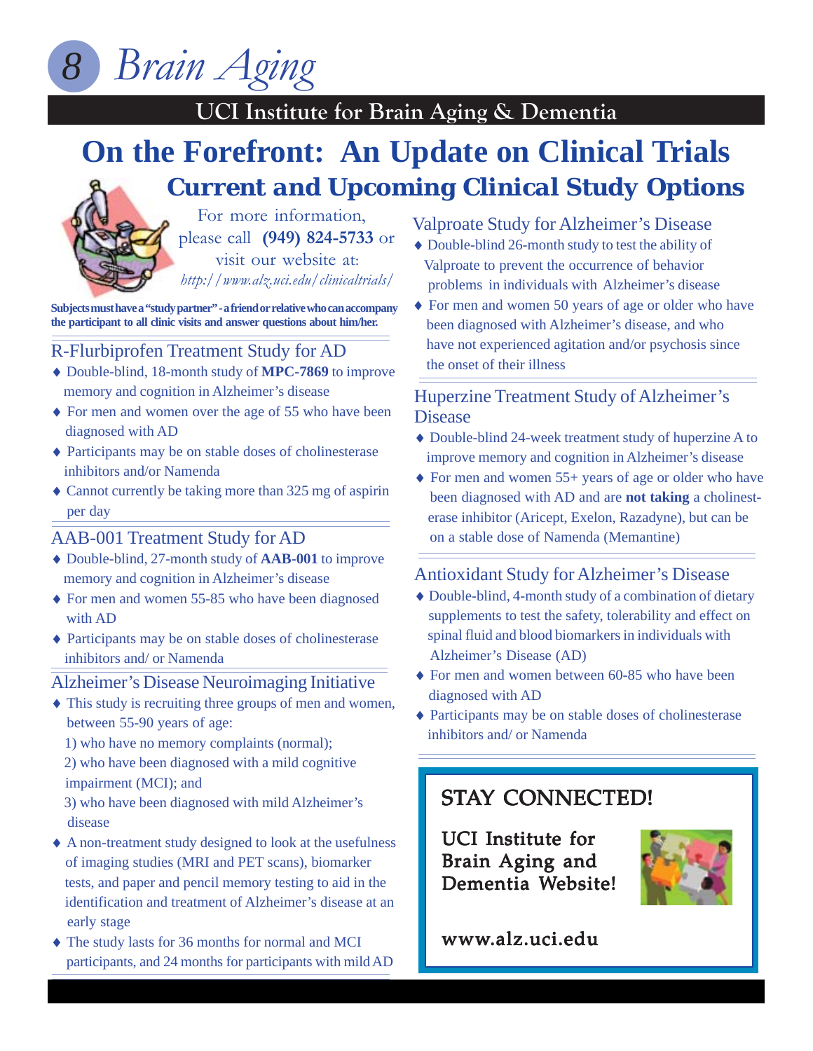# On the Forefront: An Update on Clinical Trials

## Current and Upcoming Clinical Study Options

For more information, please call **(949) 824-5733** or visit our website at: *http://www.alz.uci.edu/clinicaltrials/*

**Subjects must have a "study partner" - a friend or relative who can accompany the participant to all clinic visits and answer questions about him/her.**

### R-Flurbiprofen Treatment Study for AD

- Double-blind, 18-month study of **MPC-7869** to improve memory and cognition in Alzheimer's disease
- For men and women over the age of 55 who have been diagnosed with AD
- Participants may be on stable doses of cholinesterase inhibitors and/or Namenda
- Cannot currently be taking more than 325 mg of aspirin per day

### AAB-001 Treatment Study for AD

- Double-blind, 27-month study of **AAB-001** to improve memory and cognition in Alzheimer's disease
- For men and women 55-85 who have been diagnosed with AD
- Participants may be on stable doses of cholinesterase inhibitors and/ or Namenda

### Alzheimer's Disease Neuroimaging Initiative

- This study is recruiting three groups of men and women, between 55-90 years of age:
  1) who have no memory complaints (normal);
  2) who have been diagnosed with a mild cognitive impairment (MCI); and
  3) who have been diagnosed with mild Alzheimer's disease
- A non-treatment study designed to look at the usefulness of imaging studies (MRI and PET scans), biomarker tests, and paper and pencil memory testing to aid in the identification and treatment of Alzheimer's disease at an early stage
- The study lasts for 36 months for normal and MCI participants, and 24 months for participants with mild AD

### Valproate Study for Alzheimer's Disease

- Double-blind 26-month study to test the ability of Valproate to prevent the occurrence of behavior problems in individuals with Alzheimer's disease
- For men and women 50 years of age or older who have been diagnosed with Alzheimer's disease, and who have not experienced agitation and/or psychosis since the onset of their illness

### Huperzine Treatment Study of Alzheimer's Disease

- Double-blind 24-week treatment study of huperzine A to improve memory and cognition in Alzheimer's disease
- For men and women 55+ years of age or older who have been diagnosed with AD and are **not taking** a cholinesterase inhibitor (Aricept, Exelon, Razadyne), but can be on a stable dose of Namenda (Memantine)

### Antioxidant Study for Alzheimer's Disease

- Double-blind, 4-month study of a combination of dietary supplements to test the safety, tolerability and effect on spinal fluid and blood biomarkers in individuals with Alzheimer's Disease (AD)
- For men and women between 60-85 who have been diagnosed with AD
- Participants may be on stable doses of cholinesterase inhibitors and/ or Namenda

### STAY CONNECTED!

UCI Institute for Brain Aging and Dementia Website!

www.alz.uci.edu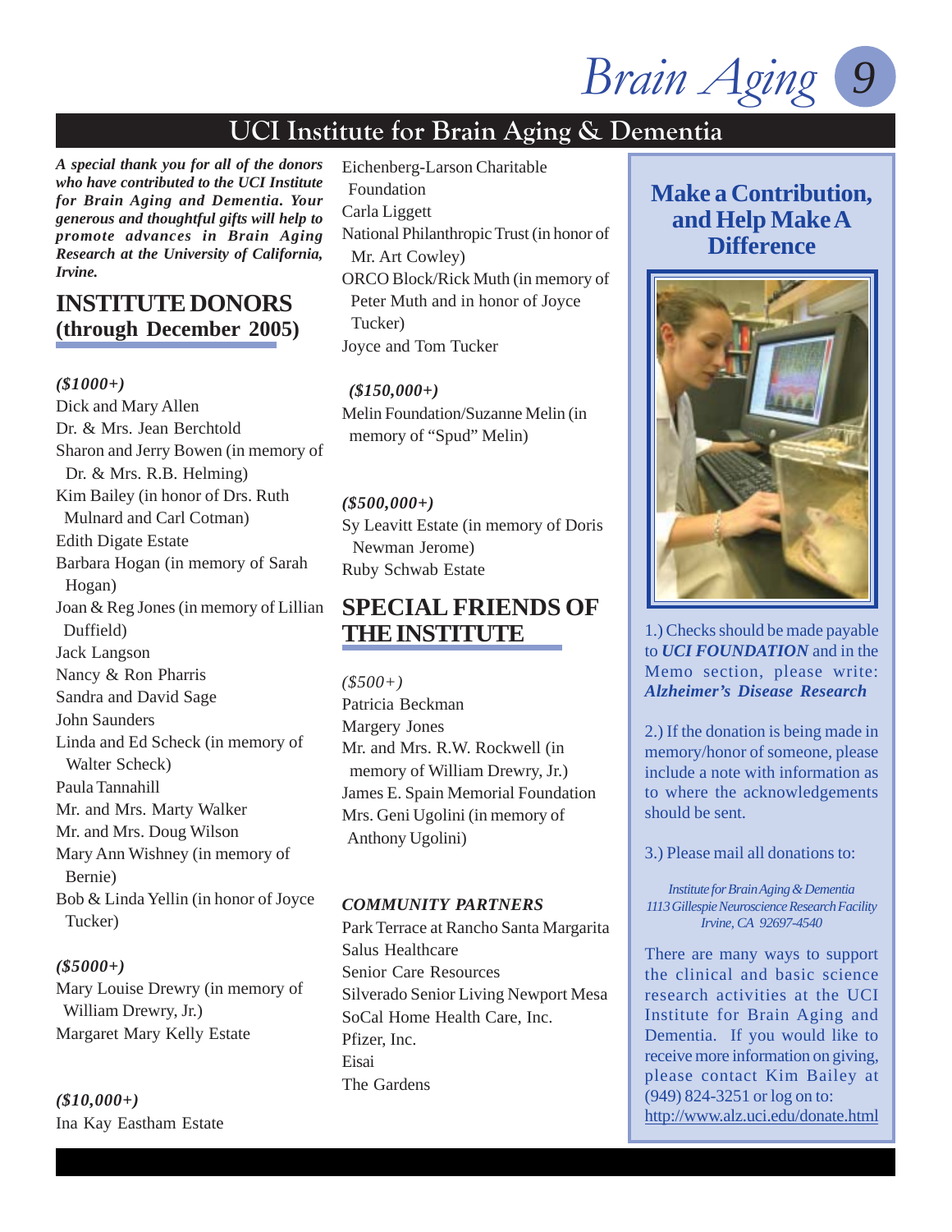# UCI Institute for Brain Aging & Dementia

***A special thank you for all of the donors who have contributed to the UCI Institute for Brain Aging and Dementia. Your generous and thoughtful gifts will help to promote advances in Brain Aging Research at the University of California, Irvine.***

## INSTITUTE DONORS (through December 2005)

***($1000+)***

Dick and Mary Allen
Dr. & Mrs. Jean Berchtold
Sharon and Jerry Bowen (in memory of Dr. & Mrs. R.B. Helming)
Kim Bailey (in honor of Drs. Ruth Mulnard and Carl Cotman)
Edith Digate Estate
Barbara Hogan (in memory of Sarah Hogan)
Joan & Reg Jones (in memory of Lillian Duffield)
Jack Langson
Nancy & Ron Pharris
Sandra and David Sage
John Saunders
Linda and Ed Scheck (in memory of Walter Scheck)
Paula Tannahill
Mr. and Mrs. Marty Walker
Mr. and Mrs. Doug Wilson
Mary Ann Wishney (in memory of Bernie)
Bob & Linda Yellin (in honor of Joyce Tucker)

***($5000+)***

Mary Louise Drewry (in memory of William Drewry, Jr.)
Margaret Mary Kelly Estate

***($10,000+)***

Ina Kay Eastham Estate
Eichenberg-Larson Charitable Foundation
Carla Liggett
National Philanthropic Trust (in honor of Mr. Art Cowley)
ORCO Block/Rick Muth (in memory of Peter Muth and in honor of Joyce Tucker)
Joyce and Tom Tucker

***($150,000+)***

Melin Foundation/Suzanne Melin (in memory of "Spud" Melin)

***($500,000+)***

Sy Leavitt Estate (in memory of Doris Newman Jerome)
Ruby Schwab Estate

## SPECIAL FRIENDS OF THE INSTITUTE

*($500+)*

Patricia Beckman
Margery Jones
Mr. and Mrs. R.W. Rockwell (in memory of William Drewry, Jr.)
James E. Spain Memorial Foundation
Mrs. Geni Ugolini (in memory of Anthony Ugolini)

***COMMUNITY PARTNERS***

Park Terrace at Rancho Santa Margarita
Salus Healthcare
Senior Care Resources
Silverado Senior Living Newport Mesa
SoCal Home Health Care, Inc.
Pfizer, Inc.
Eisai
The Gardens

## Make a Contribution, and Help Make A Difference

1.) Checks should be made payable to ***UCI FOUNDATION*** and in the Memo section, please write: ***Alzheimer's Disease Research***

2.) If the donation is being made in memory/honor of someone, please include a note with information as to where the acknowledgements should be sent.

3.) Please mail all donations to:

*Institute for Brain Aging & Dementia*
*1113 Gillespie Neuroscience Research Facility*
*Irvine, CA 92697-4540*

There are many ways to support the clinical and basic science research activities at the UCI Institute for Brain Aging and Dementia. If you would like to receive more information on giving, please contact Kim Bailey at (949) 824-3251 or log on to: http://www.alz.uci.edu/donate.html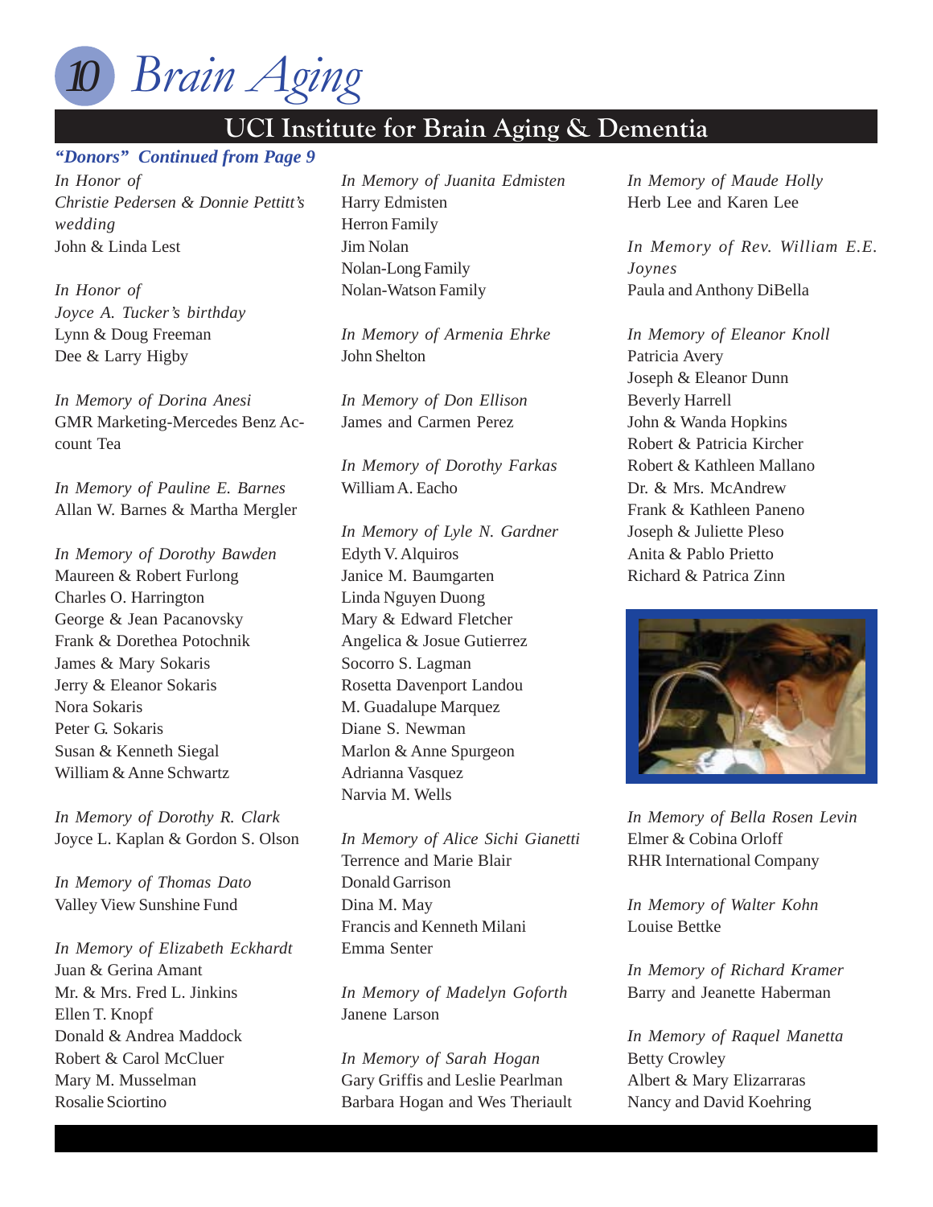# Brain Aging

## UCI Institute for Brain Aging & Dementia

***"Donors" Continued from Page 9***

*In Honor of Christie Pedersen & Donnie Pettitt's wedding*
John & Linda Lest

*In Honor of Joyce A. Tucker's birthday*
Lynn & Doug Freeman
Dee & Larry Higby

*In Memory of Dorina Anesi*
GMR Marketing-Mercedes Benz Account Tea

*In Memory of Pauline E. Barnes*
Allan W. Barnes & Martha Mergler

*In Memory of Dorothy Bawden*
Maureen & Robert Furlong
Charles O. Harrington
George & Jean Pacanovsky
Frank & Dorethea Potochnik
James & Mary Sokaris
Jerry & Eleanor Sokaris
Nora Sokaris
Peter G. Sokaris
Susan & Kenneth Siegal
William & Anne Schwartz

*In Memory of Dorothy R. Clark*
Joyce L. Kaplan & Gordon S. Olson

*In Memory of Thomas Dato*
Valley View Sunshine Fund

*In Memory of Elizabeth Eckhardt*
Juan & Gerina Amant
Mr. & Mrs. Fred L. Jinkins
Ellen T. Knopf
Donald & Andrea Maddock
Robert & Carol McCluer
Mary M. Musselman
Rosalie Sciortino

*In Memory of Juanita Edmisten*
Harry Edmisten
Herron Family
Jim Nolan
Nolan-Long Family
Nolan-Watson Family

*In Memory of Armenia Ehrke*
John Shelton

*In Memory of Don Ellison*
James and Carmen Perez

*In Memory of Dorothy Farkas*
William A. Eacho

*In Memory of Lyle N. Gardner*
Edyth V. Alquiros
Janice M. Baumgarten
Linda Nguyen Duong
Mary & Edward Fletcher
Angelica & Josue Gutierrez
Socorro S. Lagman
Rosetta Davenport Landou
M. Guadalupe Marquez
Diane S. Newman
Marlon & Anne Spurgeon
Adrianna Vasquez
Narvia M. Wells

*In Memory of Alice Sichi Gianetti*
Terrence and Marie Blair
Donald Garrison
Dina M. May
Francis and Kenneth Milani
Emma Senter

*In Memory of Madelyn Goforth*
Janene Larson

*In Memory of Sarah Hogan*
Gary Griffis and Leslie Pearlman
Barbara Hogan and Wes Theriault

*In Memory of Maude Holly*
Herb Lee and Karen Lee

*In Memory of Rev. William E.E. Joynes*
Paula and Anthony DiBella

*In Memory of Eleanor Knoll*
Patricia Avery
Joseph & Eleanor Dunn
Beverly Harrell
John & Wanda Hopkins
Robert & Patricia Kircher
Robert & Kathleen Mallano
Dr. & Mrs. McAndrew
Frank & Kathleen Paneno
Joseph & Juliette Pleso
Anita & Pablo Prietto
Richard & Patrica Zinn

*In Memory of Bella Rosen Levin*
Elmer & Cobina Orloff
RHR International Company

*In Memory of Walter Kohn*
Louise Bettke

*In Memory of Richard Kramer*
Barry and Jeanette Haberman

*In Memory of Raquel Manetta*
Betty Crowley
Albert & Mary Elizarraras
Nancy and David Koehring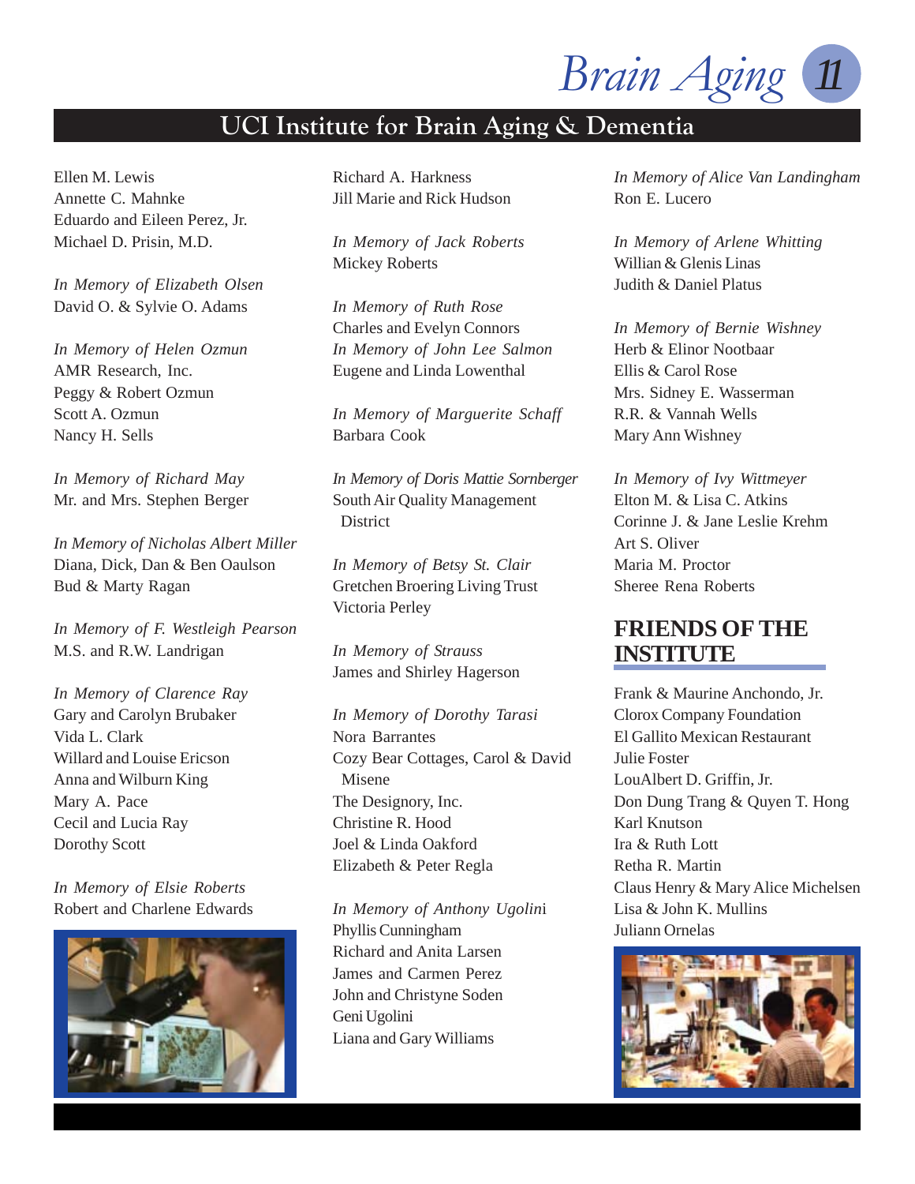## UCI Institute for Brain Aging & Dementia

Ellen M. Lewis
Annette C. Mahnke
Eduardo and Eileen Perez, Jr.
Michael D. Prisin, M.D.

*In Memory of Elizabeth Olsen*
David O. & Sylvie O. Adams

*In Memory of Helen Ozmun*
AMR Research, Inc.
Peggy & Robert Ozmun
Scott A. Ozmun
Nancy H. Sells

*In Memory of Richard May*
Mr. and Mrs. Stephen Berger

*In Memory of Nicholas Albert Miller*
Diana, Dick, Dan & Ben Oaulson
Bud & Marty Ragan

*In Memory of F. Westleigh Pearson*
M.S. and R.W. Landrigan

*In Memory of Clarence Ray*
Gary and Carolyn Brubaker
Vida L. Clark
Willard and Louise Ericson
Anna and Wilburn King
Mary A. Pace
Cecil and Lucia Ray
Dorothy Scott

*In Memory of Elsie Roberts*
Robert and Charlene Edwards

Richard A. Harkness
Jill Marie and Rick Hudson

*In Memory of Jack Roberts*
Mickey Roberts

*In Memory of Ruth Rose*
Charles and Evelyn Connors
*In Memory of John Lee Salmon*
Eugene and Linda Lowenthal

*In Memory of Marguerite Schaff*
Barbara Cook

*In Memory of Doris Mattie Sornberger*
South Air Quality Management District

*In Memory of Betsy St. Clair*
Gretchen Broering Living Trust
Victoria Perley

*In Memory of Strauss*
James and Shirley Hagerson

*In Memory of Dorothy Tarasi*
Nora Barrantes
Cozy Bear Cottages, Carol & David Misene
The Designory, Inc.
Christine R. Hood
Joel & Linda Oakford
Elizabeth & Peter Regla

*In Memory of Anthony Ugolini*
Phyllis Cunningham
Richard and Anita Larsen
James and Carmen Perez
John and Christyne Soden
Geni Ugolini
Liana and Gary Williams

*In Memory of Alice Van Landingham*
Ron E. Lucero

*In Memory of Arlene Whitting*
Willian & Glenis Linas
Judith & Daniel Platus

*In Memory of Bernie Wishney*
Herb & Elinor Nootbaar
Ellis & Carol Rose
Mrs. Sidney E. Wasserman
R.R. & Vannah Wells
Mary Ann Wishney

*In Memory of Ivy Wittmeyer*
Elton M. & Lisa C. Atkins
Corinne J. & Jane Leslie Krehm
Art S. Oliver
Maria M. Proctor
Sheree Rena Roberts

### FRIENDS OF THE INSTITUTE

Frank & Maurine Anchondo, Jr.
Clorox Company Foundation
El Gallito Mexican Restaurant
Julie Foster
LouAlbert D. Griffin, Jr.
Don Dung Trang & Quyen T. Hong
Karl Knutson
Ira & Ruth Lott
Retha R. Martin
Claus Henry & Mary Alice Michelsen
Lisa & John K. Mullins
Juliann Ornelas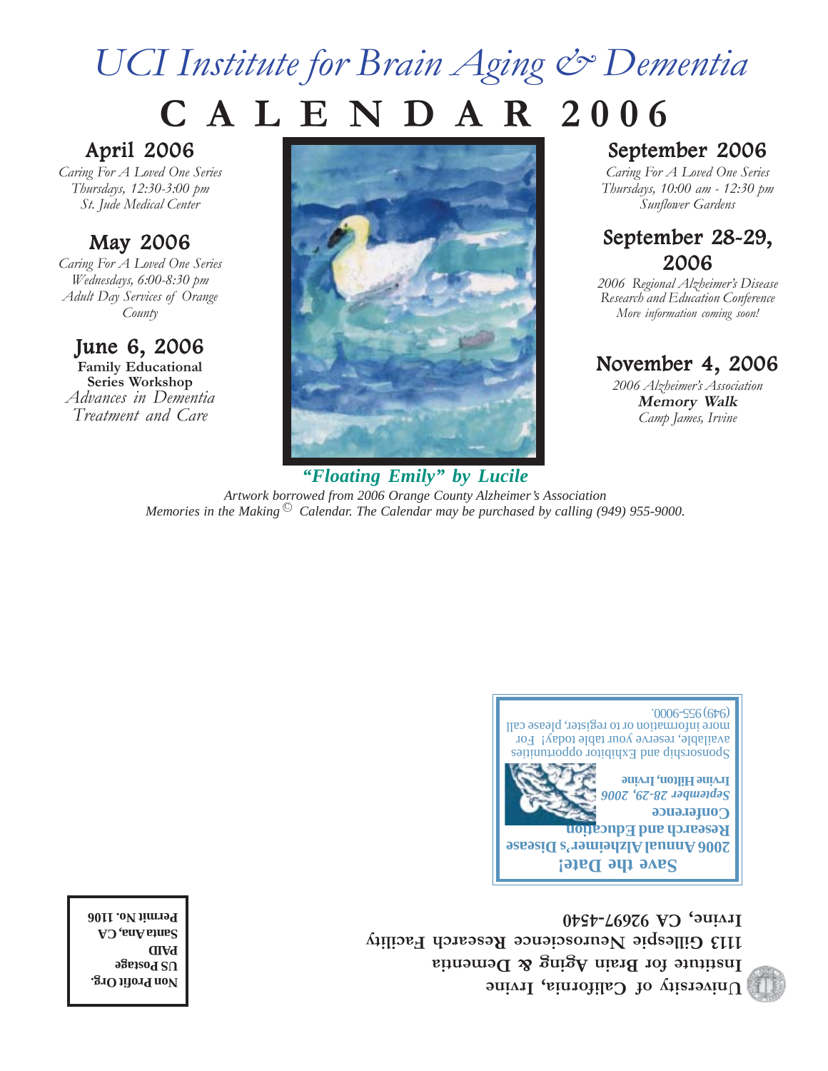# UCI Institute for Brain Aging & Dementia

# CALENDAR 2006

## April 2006

*Caring For A Loved One Series*
*Thursdays, 12:30-3:00 pm*
*St. Jude Medical Center*

## May 2006

*Caring For A Loved One Series*
*Wednesdays, 6:00-8:30 pm*
*Adult Day Services of Orange County*

## June 6, 2006

**Family Educational Series Workshop**
*Advances in Dementia Treatment and Care*

## September 2006

*Caring For A Loved One Series*
*Thursdays, 10:00 am - 12:30 pm*
*Sunflower Gardens*

## September 28-29, 2006

*2006 Regional Alzheimer's Disease Research and Education Conference*
*More information coming soon!*

## November 4, 2006

*2006 Alzheimer's Association*
**Memory Walk**
*Camp James, Irvine*

***"Floating Emily" by Lucile***

*Artwork borrowed from 2006 Orange County Alzheimer's Association Memories in the Making© Calendar. The Calendar may be purchased by calling (949) 955-9000.*

**Save the Date!**

**2006 Annual Alzheimer's Disease Research and Education Conference**
***September 28-29, 2006***
**Irvine Hilton, Irvine**

Sponsorship and Exhibitor opportunities available, reserve your table today! For more information or to register, please call (949) 955-9000.

**University of California, Irvine**
**Institute for Brain Aging & Dementia**
**1113 Gillespie Neuroscience Research Facility**
**Irvine, CA 92697-4540**

**Non Profit Org.**
**US Postage**
**PAID**
**Santa Ana, CA**
**Permit No. 1106**